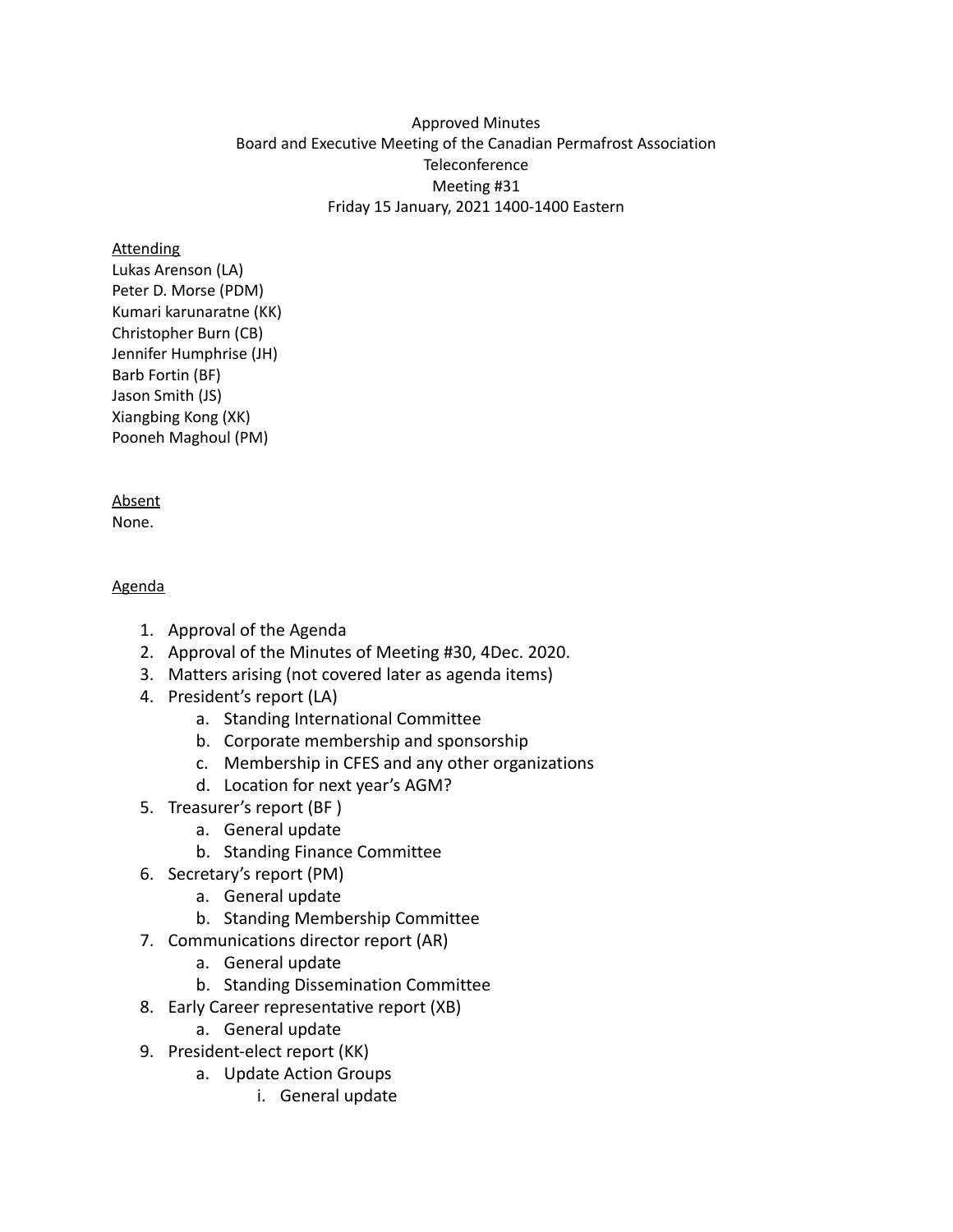Approved Minutes
Board and Executive Meeting of the Canadian Permafrost Association
Teleconference
Meeting #31
Friday 15 January, 2021 1400-1400 Eastern

Attending
Lukas Arenson (LA)
Peter D. Morse (PDM)
Kumari karunaratne (KK)
Christopher Burn (CB)
Jennifer Humphrise (JH)
Barb Fortin (BF)
Jason Smith (JS)
Xiangbing Kong (XK)
Pooneh Maghoul (PM)

Absent
None.

Agenda

1. Approval of the Agenda
2. Approval of the Minutes of Meeting #30, 4Dec. 2020.
3. Matters arising (not covered later as agenda items)
4. President's report (LA)
    a. Standing International Committee
    b. Corporate membership and sponsorship
    c. Membership in CFES and any other organizations
    d. Location for next year's AGM?
5. Treasurer's report (BF )
    a. General update
    b. Standing Finance Committee
6. Secretary's report (PM)
    a. General update
    b. Standing Membership Committee
7. Communications director report (AR)
    a. General update
    b. Standing Dissemination Committee
8. Early Career representative report (XB)
    a. General update
9. President-elect report (KK)
    a. Update Action Groups
        i. General update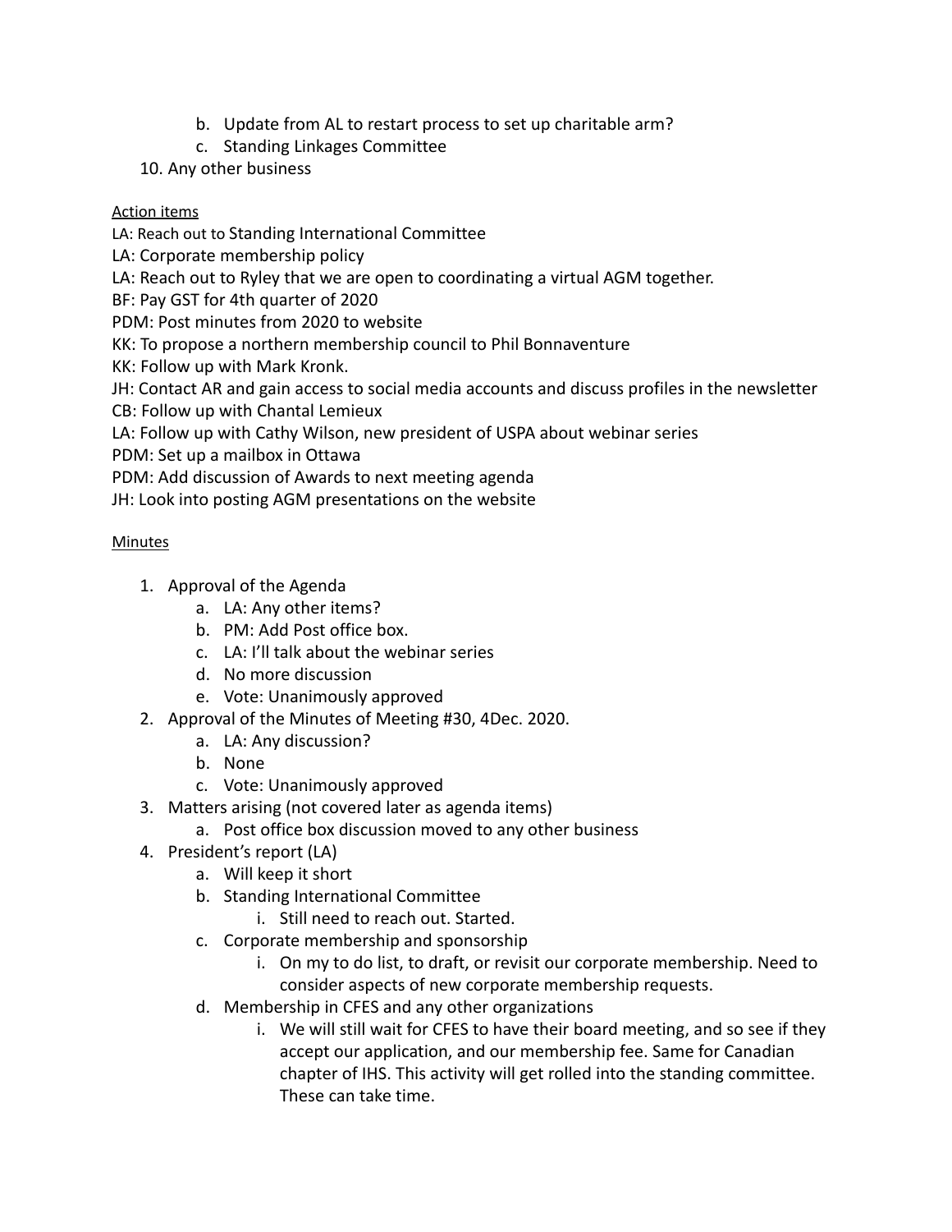b. Update from AL to restart process to set up charitable arm?
    c. Standing Linkages Committee
10. Any other business

Action items

LA: Reach out to Standing International Committee
LA: Corporate membership policy
LA: Reach out to Ryley that we are open to coordinating a virtual AGM together.
BF: Pay GST for 4th quarter of 2020
PDM: Post minutes from 2020 to website
KK: To propose a northern membership council to Phil Bonnaventure
KK: Follow up with Mark Kronk.
JH: Contact AR and gain access to social media accounts and discuss profiles in the newsletter
CB: Follow up with Chantal Lemieux
LA: Follow up with Cathy Wilson, new president of USPA about webinar series
PDM: Set up a mailbox in Ottawa
PDM: Add discussion of Awards to next meeting agenda
JH: Look into posting AGM presentations on the website

Minutes

1. Approval of the Agenda
    a. LA: Any other items?
    b. PM: Add Post office box.
    c. LA: I'll talk about the webinar series
    d. No more discussion
    e. Vote: Unanimously approved
2. Approval of the Minutes of Meeting #30, 4Dec. 2020.
    a. LA: Any discussion?
    b. None
    c. Vote: Unanimously approved
3. Matters arising (not covered later as agenda items)
    a. Post office box discussion moved to any other business
4. President's report (LA)
    a. Will keep it short
    b. Standing International Committee
        i. Still need to reach out. Started.
    c. Corporate membership and sponsorship
        i. On my to do list, to draft, or revisit our corporate membership. Need to consider aspects of new corporate membership requests.
    d. Membership in CFES and any other organizations
        i. We will still wait for CFES to have their board meeting, and so see if they accept our application, and our membership fee. Same for Canadian chapter of IHS. This activity will get rolled into the standing committee. These can take time.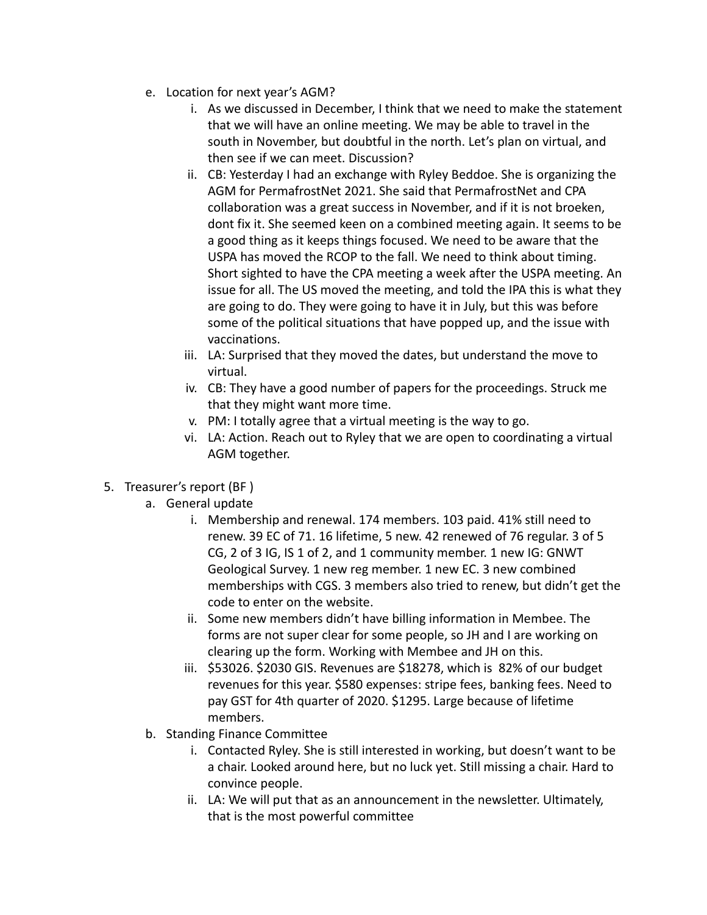e. Location for next year's AGM?
    i. As we discussed in December, I think that we need to make the statement that we will have an online meeting. We may be able to travel in the south in November, but doubtful in the north. Let's plan on virtual, and then see if we can meet. Discussion?
    ii. CB: Yesterday I had an exchange with Ryley Beddoe. She is organizing the AGM for PermafrostNet 2021. She said that PermafrostNet and CPA collaboration was a great success in November, and if it is not broeken, dont fix it. She seemed keen on a combined meeting again. It seems to be a good thing as it keeps things focused. We need to be aware that the USPA has moved the RCOP to the fall. We need to think about timing. Short sighted to have the CPA meeting a week after the USPA meeting. An issue for all. The US moved the meeting, and told the IPA this is what they are going to do. They were going to have it in July, but this was before some of the political situations that have popped up, and the issue with vaccinations.
    iii. LA: Surprised that they moved the dates, but understand the move to virtual.
    iv. CB: They have a good number of papers for the proceedings. Struck me that they might want more time.
    v. PM: I totally agree that a virtual meeting is the way to go.
    vi. LA: Action. Reach out to Ryley that we are open to coordinating a virtual AGM together.

5. Treasurer's report (BF )
    a. General update
        i. Membership and renewal. 174 members. 103 paid. 41% still need to renew. 39 EC of 71. 16 lifetime, 5 new. 42 renewed of 76 regular. 3 of 5 CG, 2 of 3 IG, IS 1 of 2, and 1 community member. 1 new IG: GNWT Geological Survey. 1 new reg member. 1 new EC. 3 new combined memberships with CGS. 3 members also tried to renew, but didn't get the code to enter on the website.
        ii. Some new members didn't have billing information in Membee. The forms are not super clear for some people, so JH and I are working on clearing up the form. Working with Membee and JH on this.
        iii. $53026. $2030 GIS. Revenues are $18278, which is 82% of our budget revenues for this year. $580 expenses: stripe fees, banking fees. Need to pay GST for 4th quarter of 2020. $1295. Large because of lifetime members.
    b. Standing Finance Committee
        i. Contacted Ryley. She is still interested in working, but doesn't want to be a chair. Looked around here, but no luck yet. Still missing a chair. Hard to convince people.
        ii. LA: We will put that as an announcement in the newsletter. Ultimately, that is the most powerful committee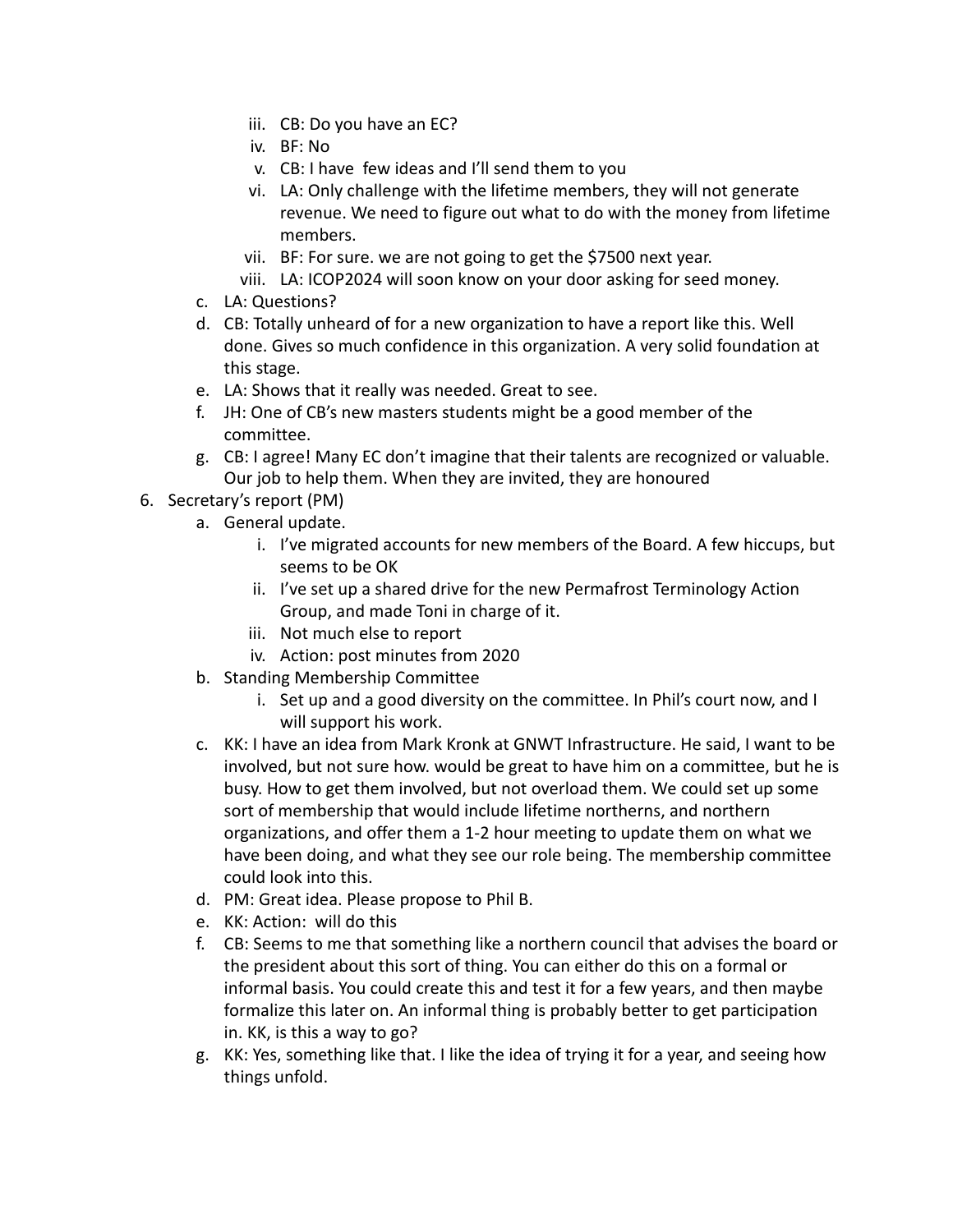iii. CB: Do you have an EC?
   iv. BF: No
   v. CB: I have  few ideas and I'll send them to you
   vi. LA: Only challenge with the lifetime members, they will not generate revenue. We need to figure out what to do with the money from lifetime members.
   vii. BF: For sure. we are not going to get the $7500 next year.
   viii. LA: ICOP2024 will soon know on your door asking for seed money.
   
   c. LA: Questions?
   d. CB: Totally unheard of for a new organization to have a report like this. Well done. Gives so much confidence in this organization. A very solid foundation at this stage.
   e. LA: Shows that it really was needed. Great to see.
   f. JH: One of CB's new masters students might be a good member of the committee.
   g. CB: I agree! Many EC don't imagine that their talents are recognized or valuable. Our job to help them. When they are invited, they are honoured

6. Secretary's report (PM)
   a. General update.
      i. I've migrated accounts for new members of the Board. A few hiccups, but seems to be OK
      ii. I've set up a shared drive for the new Permafrost Terminology Action Group, and made Toni in charge of it.
      iii. Not much else to report
      iv. Action: post minutes from 2020
   b. Standing Membership Committee
      i. Set up and a good diversity on the committee. In Phil's court now, and I will support his work.
   c. KK: I have an idea from Mark Kronk at GNWT Infrastructure. He said, I want to be involved, but not sure how. would be great to have him on a committee, but he is busy. How to get them involved, but not overload them. We could set up some sort of membership that would include lifetime northerns, and northern organizations, and offer them a 1-2 hour meeting to update them on what we have been doing, and what they see our role being. The membership committee could look into this.
   d. PM: Great idea. Please propose to Phil B.
   e. KK: Action:  will do this
   f. CB: Seems to me that something like a northern council that advises the board or the president about this sort of thing. You can either do this on a formal or informal basis. You could create this and test it for a few years, and then maybe formalize this later on. An informal thing is probably better to get participation in. KK, is this a way to go?
   g. KK: Yes, something like that. I like the idea of trying it for a year, and seeing how things unfold.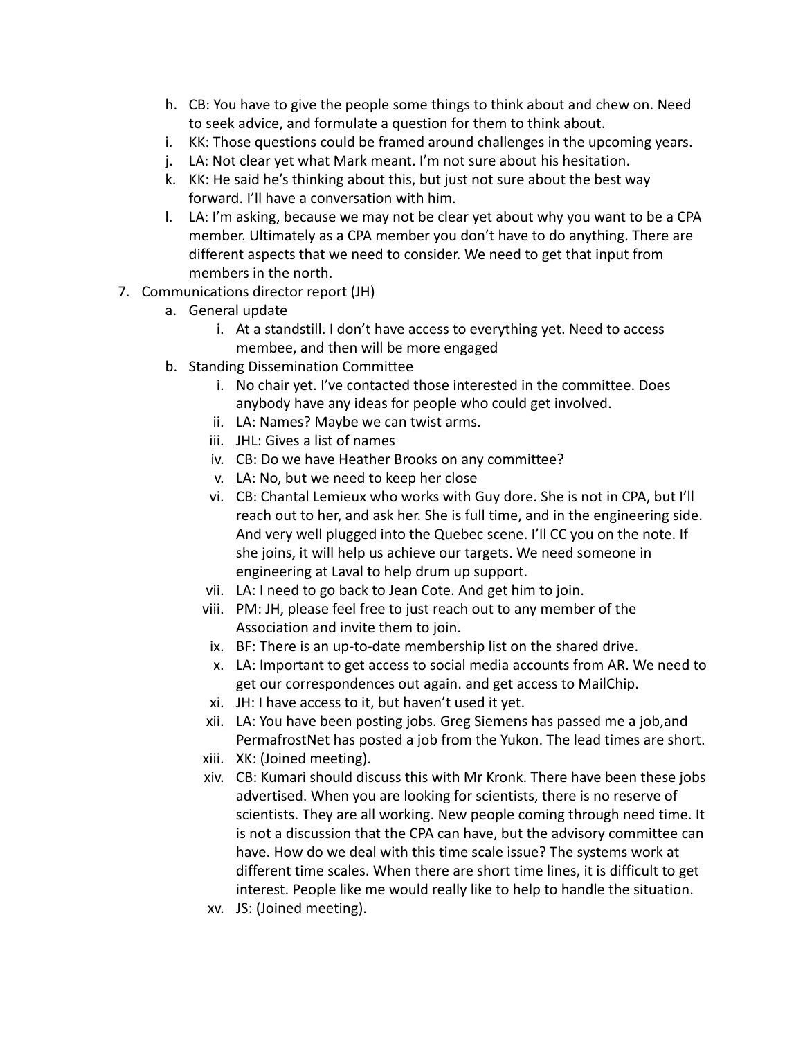h. CB: You have to give the people some things to think about and chew on. Need to seek advice, and formulate a question for them to think about.
i. KK: Those questions could be framed around challenges in the upcoming years.
j. LA: Not clear yet what Mark meant. I'm not sure about his hesitation.
k. KK: He said he's thinking about this, but just not sure about the best way forward. I'll have a conversation with him.
l. LA: I'm asking, because we may not be clear yet about why you want to be a CPA member. Ultimately as a CPA member you don't have to do anything. There are different aspects that we need to consider. We need to get that input from members in the north.

7. Communications director report (JH)
   a. General update
      i. At a standstill. I don't have access to everything yet. Need to access membee, and then will be more engaged
   b. Standing Dissemination Committee
      i. No chair yet. I've contacted those interested in the committee. Does anybody have any ideas for people who could get involved.
      ii. LA: Names? Maybe we can twist arms.
      iii. JHL: Gives a list of names
      iv. CB: Do we have Heather Brooks on any committee?
      v. LA: No, but we need to keep her close
      vi. CB: Chantal Lemieux who works with Guy dore. She is not in CPA, but I'll reach out to her, and ask her. She is full time, and in the engineering side. And very well plugged into the Quebec scene. I'll CC you on the note. If she joins, it will help us achieve our targets. We need someone in engineering at Laval to help drum up support.
      vii. LA: I need to go back to Jean Cote. And get him to join.
      viii. PM: JH, please feel free to just reach out to any member of the Association and invite them to join.
      ix. BF: There is an up-to-date membership list on the shared drive.
      x. LA: Important to get access to social media accounts from AR. We need to get our correspondences out again. and get access to MailChip.
      xi. JH: I have access to it, but haven't used it yet.
      xii. LA: You have been posting jobs. Greg Siemens has passed me a job,and PermafrostNet has posted a job from the Yukon. The lead times are short.
      xiii. XK: (Joined meeting).
      xiv. CB: Kumari should discuss this with Mr Kronk. There have been these jobs advertised. When you are looking for scientists, there is no reserve of scientists. They are all working. New people coming through need time. It is not a discussion that the CPA can have, but the advisory committee can have. How do we deal with this time scale issue? The systems work at different time scales. When there are short time lines, it is difficult to get interest. People like me would really like to help to handle the situation.
      xv. JS: (Joined meeting).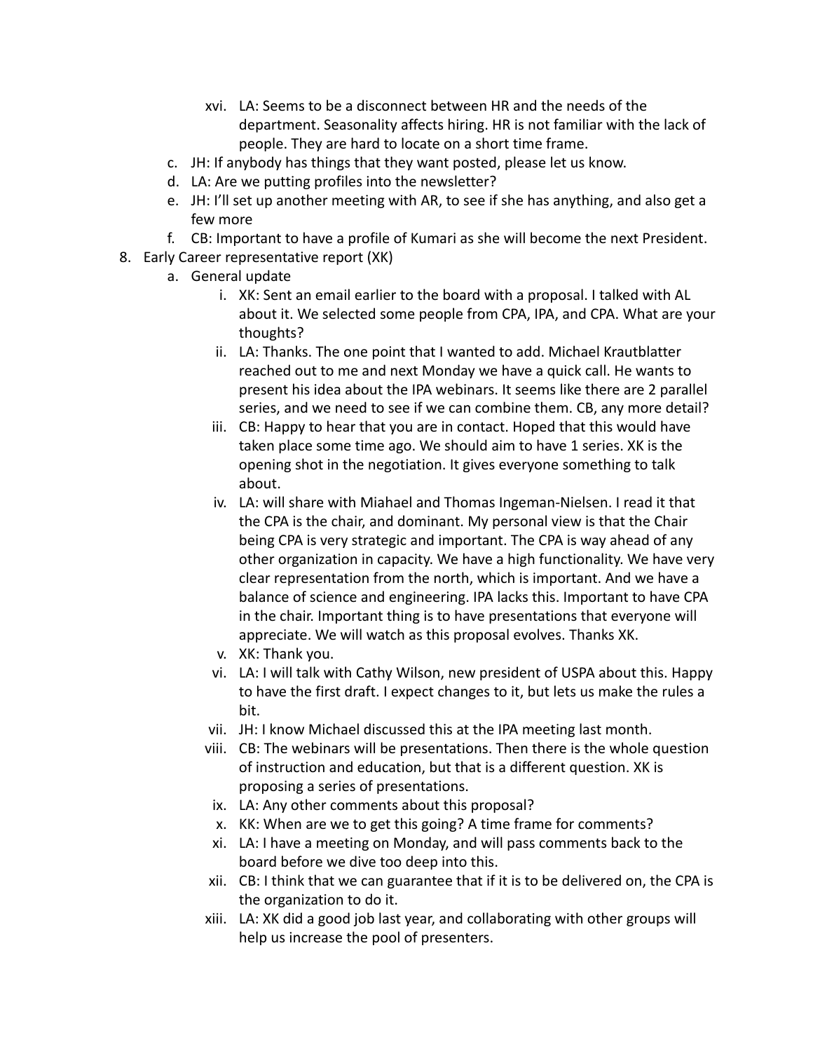xvi. LA: Seems to be a disconnect between HR and the needs of the department. Seasonality affects hiring. HR is not familiar with the lack of people. They are hard to locate on a short time frame.

   c. JH: If anybody has things that they want posted, please let us know.
   d. LA: Are we putting profiles into the newsletter?
   e. JH: I'll set up another meeting with AR, to see if she has anything, and also get a few more
   f. CB: Important to have a profile of Kumari as she will become the next President.

8. Early Career representative report (XK)
   a. General update
      i. XK: Sent an email earlier to the board with a proposal. I talked with AL about it. We selected some people from CPA, IPA, and CPA. What are your thoughts?
      ii. LA: Thanks. The one point that I wanted to add. Michael Krautblatter reached out to me and next Monday we have a quick call. He wants to present his idea about the IPA webinars. It seems like there are 2 parallel series, and we need to see if we can combine them. CB, any more detail?
      iii. CB: Happy to hear that you are in contact. Hoped that this would have taken place some time ago. We should aim to have 1 series. XK is the opening shot in the negotiation. It gives everyone something to talk about.
      iv. LA: will share with Miahael and Thomas Ingeman-Nielsen. I read it that the CPA is the chair, and dominant. My personal view is that the Chair being CPA is very strategic and important. The CPA is way ahead of any other organization in capacity. We have a high functionality. We have very clear representation from the north, which is important. And we have a balance of science and engineering. IPA lacks this. Important to have CPA in the chair. Important thing is to have presentations that everyone will appreciate. We will watch as this proposal evolves. Thanks XK.
      v. XK: Thank you.
      vi. LA: I will talk with Cathy Wilson, new president of USPA about this. Happy to have the first draft. I expect changes to it, but lets us make the rules a bit.
      vii. JH: I know Michael discussed this at the IPA meeting last month.
      viii. CB: The webinars will be presentations. Then there is the whole question of instruction and education, but that is a different question. XK is proposing a series of presentations.
      ix. LA: Any other comments about this proposal?
      x. KK: When are we to get this going? A time frame for comments?
      xi. LA: I have a meeting on Monday, and will pass comments back to the board before we dive too deep into this.
      xii. CB: I think that we can guarantee that if it is to be delivered on, the CPA is the organization to do it.
      xiii. LA: XK did a good job last year, and collaborating with other groups will help us increase the pool of presenters.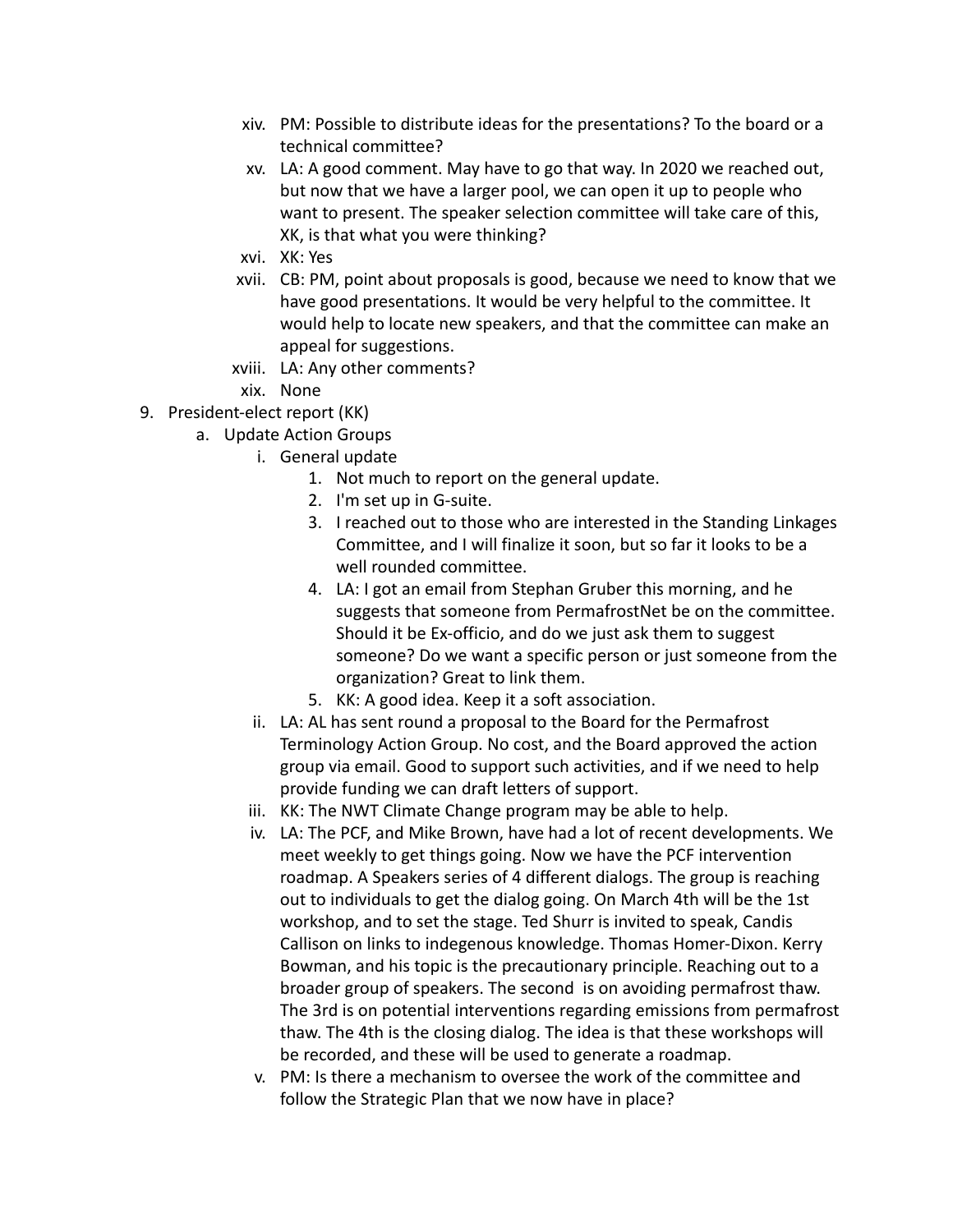xiv. PM: Possible to distribute ideas for the presentations? To the board or a technical committee?

xv. LA: A good comment. May have to go that way. In 2020 we reached out, but now that we have a larger pool, we can open it up to people who want to present. The speaker selection committee will take care of this, XK, is that what you were thinking?

xvi. XK: Yes

xvii. CB: PM, point about proposals is good, because we need to know that we have good presentations. It would be very helpful to the committee. It would help to locate new speakers, and that the committee can make an appeal for suggestions.

xviii. LA: Any other comments?

xix. None

9. President-elect report (KK)
   a. Update Action Groups
      i. General update
         1. Not much to report on the general update.
         2. I'm set up in G-suite.
         3. I reached out to those who are interested in the Standing Linkages Committee, and I will finalize it soon, but so far it looks to be a well rounded committee.
         4. LA: I got an email from Stephan Gruber this morning, and he suggests that someone from PermafrostNet be on the committee. Should it be Ex-officio, and do we just ask them to suggest someone? Do we want a specific person or just someone from the organization? Great to link them.
         5. KK: A good idea. Keep it a soft association.
      ii. LA: AL has sent round a proposal to the Board for the Permafrost Terminology Action Group. No cost, and the Board approved the action group via email. Good to support such activities, and if we need to help provide funding we can draft letters of support.
      iii. KK: The NWT Climate Change program may be able to help.
      iv. LA: The PCF, and Mike Brown, have had a lot of recent developments. We meet weekly to get things going. Now we have the PCF intervention roadmap. A Speakers series of 4 different dialogs. The group is reaching out to individuals to get the dialog going. On March 4th will be the 1st workshop, and to set the stage. Ted Shurr is invited to speak, Candis Callison on links to indegenous knowledge. Thomas Homer-Dixon. Kerry Bowman, and his topic is the precautionary principle. Reaching out to a broader group of speakers. The second is on avoiding permafrost thaw. The 3rd is on potential interventions regarding emissions from permafrost thaw. The 4th is the closing dialog. The idea is that these workshops will be recorded, and these will be used to generate a roadmap.
      v. PM: Is there a mechanism to oversee the work of the committee and follow the Strategic Plan that we now have in place?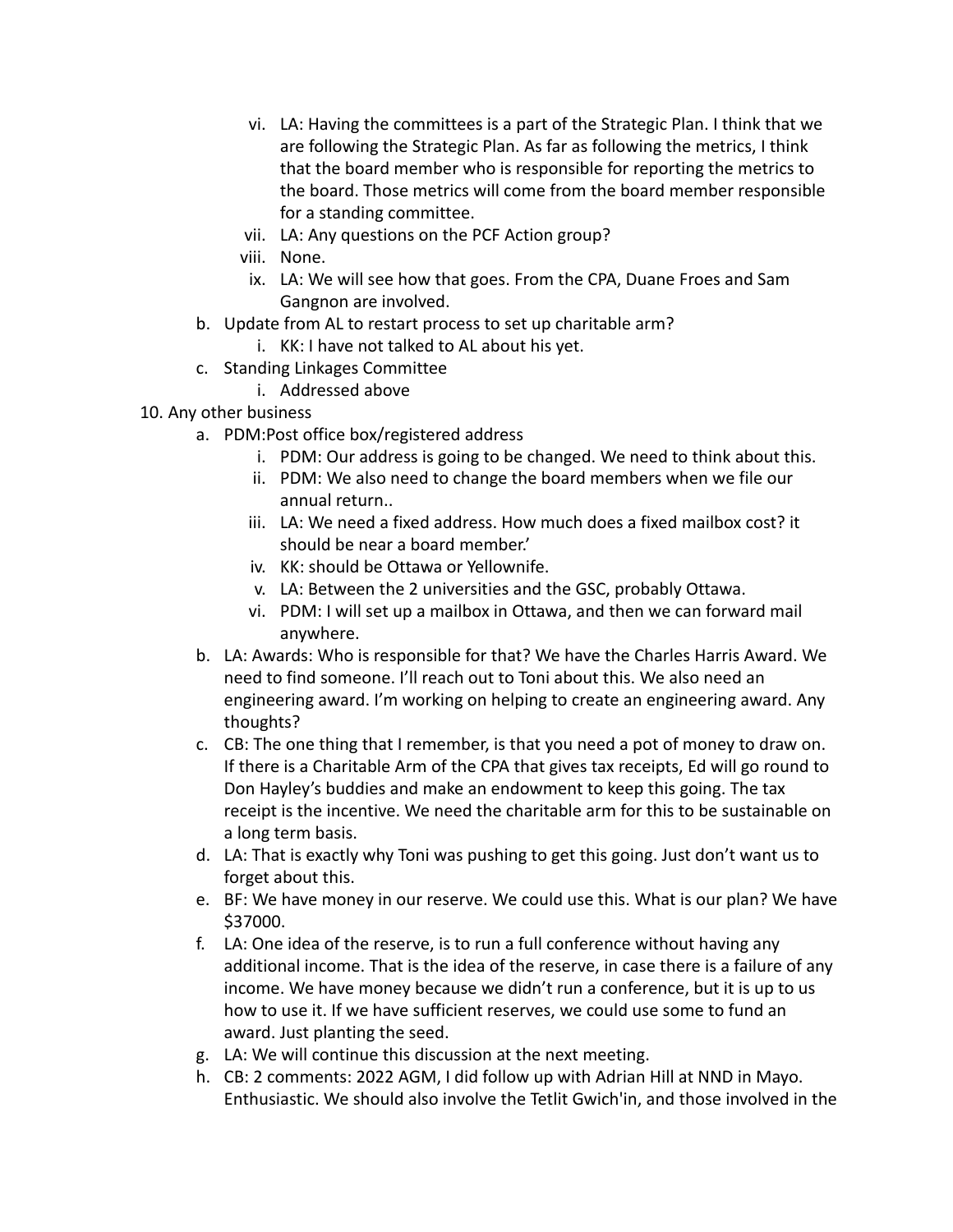vi. LA: Having the committees is a part of the Strategic Plan. I think that we are following the Strategic Plan. As far as following the metrics, I think that the board member who is responsible for reporting the metrics to the board. Those metrics will come from the board member responsible for a standing committee.

vii. LA: Any questions on the PCF Action group?

viii. None.

ix. LA: We will see how that goes. From the CPA, Duane Froes and Sam Gangnon are involved.

b. Update from AL to restart process to set up charitable arm?

   i. KK: I have not talked to AL about his yet.

c. Standing Linkages Committee

   i. Addressed above

10. Any other business

   a. PDM:Post office box/registered address

      i. PDM: Our address is going to be changed. We need to think about this.

      ii. PDM: We also need to change the board members when we file our annual return..

      iii. LA: We need a fixed address. How much does a fixed mailbox cost? it should be near a board member.'

      iv. KK: should be Ottawa or Yellownife.

      v. LA: Between the 2 universities and the GSC, probably Ottawa.

      vi. PDM: I will set up a mailbox in Ottawa, and then we can forward mail anywhere.

   b. LA: Awards: Who is responsible for that? We have the Charles Harris Award. We need to find someone. I'll reach out to Toni about this. We also need an engineering award. I'm working on helping to create an engineering award. Any thoughts?

   c. CB: The one thing that I remember, is that you need a pot of money to draw on. If there is a Charitable Arm of the CPA that gives tax receipts, Ed will go round to Don Hayley's buddies and make an endowment to keep this going. The tax receipt is the incentive. We need the charitable arm for this to be sustainable on a long term basis.

   d. LA: That is exactly why Toni was pushing to get this going. Just don't want us to forget about this.

   e. BF: We have money in our reserve. We could use this. What is our plan? We have $37000.

   f. LA: One idea of the reserve, is to run a full conference without having any additional income. That is the idea of the reserve, in case there is a failure of any income. We have money because we didn't run a conference, but it is up to us how to use it. If we have sufficient reserves, we could use some to fund an award. Just planting the seed.

   g. LA: We will continue this discussion at the next meeting.

   h. CB: 2 comments: 2022 AGM, I did follow up with Adrian Hill at NND in Mayo. Enthusiastic. We should also involve the Tetlit Gwich'in, and those involved in the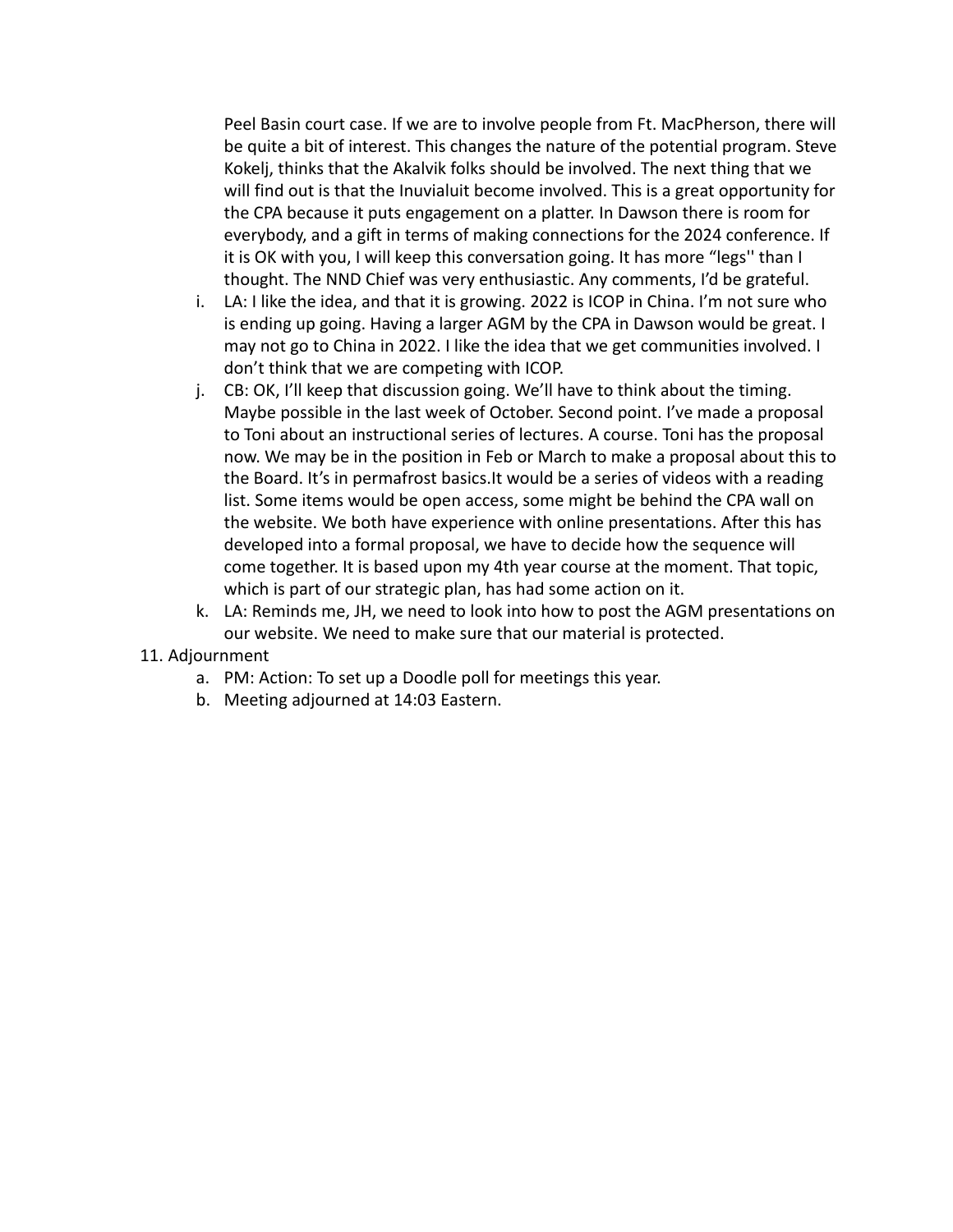Peel Basin court case. If we are to involve people from Ft. MacPherson, there will be quite a bit of interest. This changes the nature of the potential program. Steve Kokelj, thinks that the Akalvik folks should be involved. The next thing that we will find out is that the Inuvialuit become involved. This is a great opportunity for the CPA because it puts engagement on a platter. In Dawson there is room for everybody, and a gift in terms of making connections for the 2024 conference. If it is OK with you, I will keep this conversation going. It has more "legs'' than I thought. The NND Chief was very enthusiastic. Any comments, I'd be grateful.

i. LA: I like the idea, and that it is growing. 2022 is ICOP in China. I'm not sure who is ending up going. Having a larger AGM by the CPA in Dawson would be great. I may not go to China in 2022. I like the idea that we get communities involved. I don't think that we are competing with ICOP.

j. CB: OK, I'll keep that discussion going. We'll have to think about the timing. Maybe possible in the last week of October. Second point. I've made a proposal to Toni about an instructional series of lectures. A course. Toni has the proposal now. We may be in the position in Feb or March to make a proposal about this to the Board. It's in permafrost basics.It would be a series of videos with a reading list. Some items would be open access, some might be behind the CPA wall on the website. We both have experience with online presentations. After this has developed into a formal proposal, we have to decide how the sequence will come together. It is based upon my 4th year course at the moment. That topic, which is part of our strategic plan, has had some action on it.

k. LA: Reminds me, JH, we need to look into how to post the AGM presentations on our website. We need to make sure that our material is protected.

11. Adjournment
    a. PM: Action: To set up a Doodle poll for meetings this year.
    b. Meeting adjourned at 14:03 Eastern.